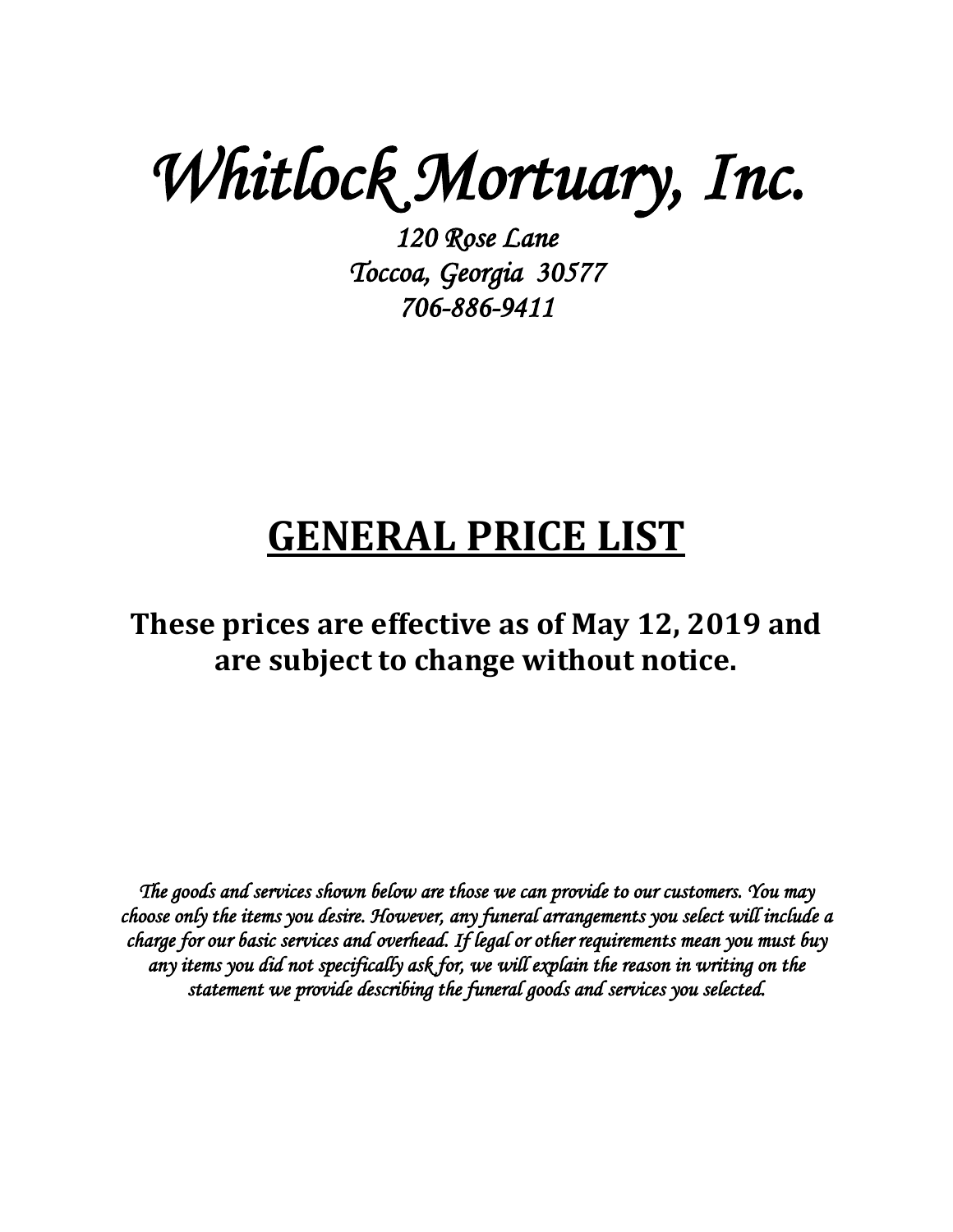# *Whitlock Mortuary, Inc.*

*120 Rose Lane*
*Toccoa, Georgia 30577*
*706-886-9411*

## GENERAL PRICE LIST

**These prices are effective as of May 12, 2019 and are subject to change without notice.**

*The goods and services shown below are those we can provide to our customers. You may choose only the items you desire. However, any funeral arrangements you select will include a charge for our basic services and overhead. If legal or other requirements mean you must buy any items you did not specifically ask for, we will explain the reason in writing on the statement we provide describing the funeral goods and services you selected.*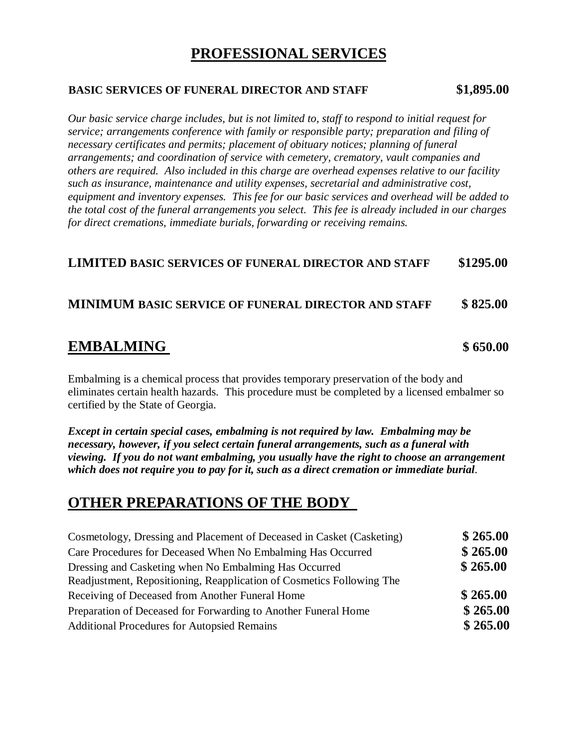# PROFESSIONAL SERVICES

**BASIC SERVICES OF FUNERAL DIRECTOR AND STAFF** **$1,895.00**

*Our basic service charge includes, but is not limited to, staff to respond to initial request for service; arrangements conference with family or responsible party; preparation and filing of necessary certificates and permits; placement of obituary notices; planning of funeral arrangements; and coordination of service with cemetery, crematory, vault companies and others are required. Also included in this charge are overhead expenses relative to our facility such as insurance, maintenance and utility expenses, secretarial and administrative cost, equipment and inventory expenses. This fee for our basic services and overhead will be added to the total cost of the funeral arrangements you select. This fee is already included in our charges for direct cremations, immediate burials, forwarding or receiving remains.*

**LIMITED BASIC SERVICES OF FUNERAL DIRECTOR AND STAFF** **$1295.00**

**MINIMUM BASIC SERVICE OF FUNERAL DIRECTOR AND STAFF** **$ 825.00**

## EMBALMING **$ 650.00**

Embalming is a chemical process that provides temporary preservation of the body and eliminates certain health hazards. This procedure must be completed by a licensed embalmer so certified by the State of Georgia.

***Except in certain special cases, embalming is not required by law. Embalming may be necessary, however, if you select certain funeral arrangements, such as a funeral with viewing. If you do not want embalming, you usually have the right to choose an arrangement which does not require you to pay for it, such as a direct cremation or immediate burial.***

## OTHER PREPARATIONS OF THE BODY

| | |
|---|---|
| Cosmetology, Dressing and Placement of Deceased in Casket (Casketing) | **$ 265.00** |
| Care Procedures for Deceased When No Embalming Has Occurred | **$ 265.00** |
| Dressing and Casketing when No Embalming Has Occurred | **$ 265.00** |
| Readjustment, Repositioning, Reapplication of Cosmetics Following The Receiving of Deceased from Another Funeral Home | **$ 265.00** |
| Preparation of Deceased for Forwarding to Another Funeral Home | **$ 265.00** |
| Additional Procedures for Autopsied Remains | **$ 265.00** |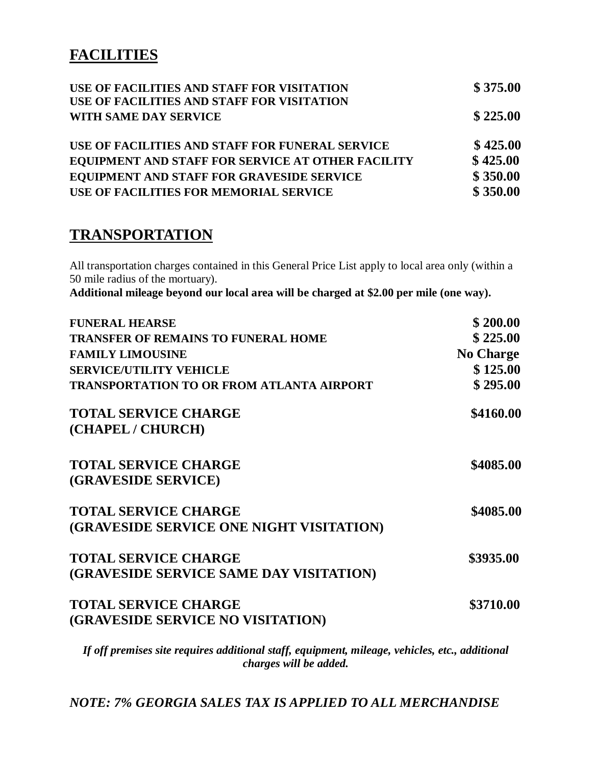## FACILITIES

| | |
|---|---|
| **USE OF FACILITIES AND STAFF FOR VISITATION** | **$ 375.00** |
| **USE OF FACILITIES AND STAFF FOR VISITATION WITH SAME DAY SERVICE** | **$ 225.00** |
| **USE OF FACILITIES AND STAFF FOR FUNERAL SERVICE** | **$ 425.00** |
| **EQUIPMENT AND STAFF FOR SERVICE AT OTHER FACILITY** | **$ 425.00** |
| **EQUIPMENT AND STAFF FOR GRAVESIDE SERVICE** | **$ 350.00** |
| **USE OF FACILITIES FOR MEMORIAL SERVICE** | **$ 350.00** |

## TRANSPORTATION

All transportation charges contained in this General Price List apply to local area only (within a 50 mile radius of the mortuary).
**Additional mileage beyond our local area will be charged at $2.00 per mile (one way).**

| | |
|---|---|
| **FUNERAL HEARSE** | **$ 200.00** |
| **TRANSFER OF REMAINS TO FUNERAL HOME** | **$ 225.00** |
| **FAMILY LIMOUSINE** | **No Charge** |
| **SERVICE/UTILITY VEHICLE** | **$ 125.00** |
| **TRANSPORTATION TO OR FROM ATLANTA AIRPORT** | **$ 295.00** |

| | |
|---|---|
| **TOTAL SERVICE CHARGE (CHAPEL / CHURCH)** | **$4160.00** |
| **TOTAL SERVICE CHARGE (GRAVESIDE SERVICE)** | **$4085.00** |
| **TOTAL SERVICE CHARGE (GRAVESIDE SERVICE ONE NIGHT VISITATION)** | **$4085.00** |
| **TOTAL SERVICE CHARGE (GRAVESIDE SERVICE SAME DAY VISITATION)** | **$3935.00** |
| **TOTAL SERVICE CHARGE (GRAVESIDE SERVICE NO VISITATION)** | **$3710.00** |

***If off premises site requires additional staff, equipment, mileage, vehicles, etc., additional charges will be added.***

***NOTE: 7% GEORGIA SALES TAX IS APPLIED TO ALL MERCHANDISE***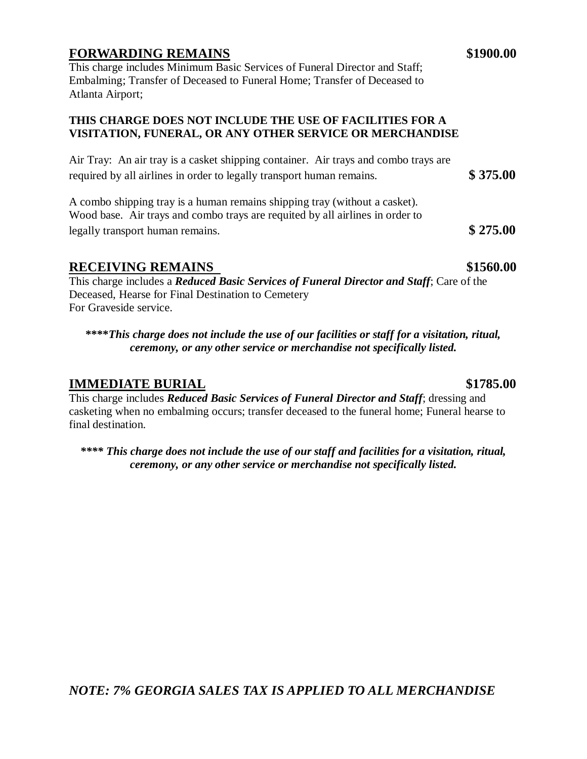## FORWARDING REMAINS $1900.00

This charge includes Minimum Basic Services of Funeral Director and Staff; Embalming; Transfer of Deceased to Funeral Home; Transfer of Deceased to Atlanta Airport;

**THIS CHARGE DOES NOT INCLUDE THE USE OF FACILITIES FOR A VISITATION, FUNERAL, OR ANY OTHER SERVICE OR MERCHANDISE**

Air Tray: An air tray is a casket shipping container. Air trays and combo trays are required by all airlines in order to legally transport human remains. **$ 375.00**

A combo shipping tray is a human remains shipping tray (without a casket). Wood base. Air trays and combo trays are requited by all airlines in order to legally transport human remains. **$ 275.00**

## RECEIVING REMAINS $1560.00

This charge includes a ***Reduced Basic Services of Funeral Director and Staff***; Care of the Deceased, Hearse for Final Destination to Cemetery For Graveside service.

***\*\*\*\*This charge does not include the use of our facilities or staff for a visitation, ritual, ceremony, or any other service or merchandise not specifically listed.***

## IMMEDIATE BURIAL $1785.00

This charge includes ***Reduced Basic Services of Funeral Director and Staff***; dressing and casketing when no embalming occurs; transfer deceased to the funeral home; Funeral hearse to final destination.

***\*\*\*\* This charge does not include the use of our staff and facilities for a visitation, ritual, ceremony, or any other service or merchandise not specifically listed.***

***NOTE: 7% GEORGIA SALES TAX IS APPLIED TO ALL MERCHANDISE***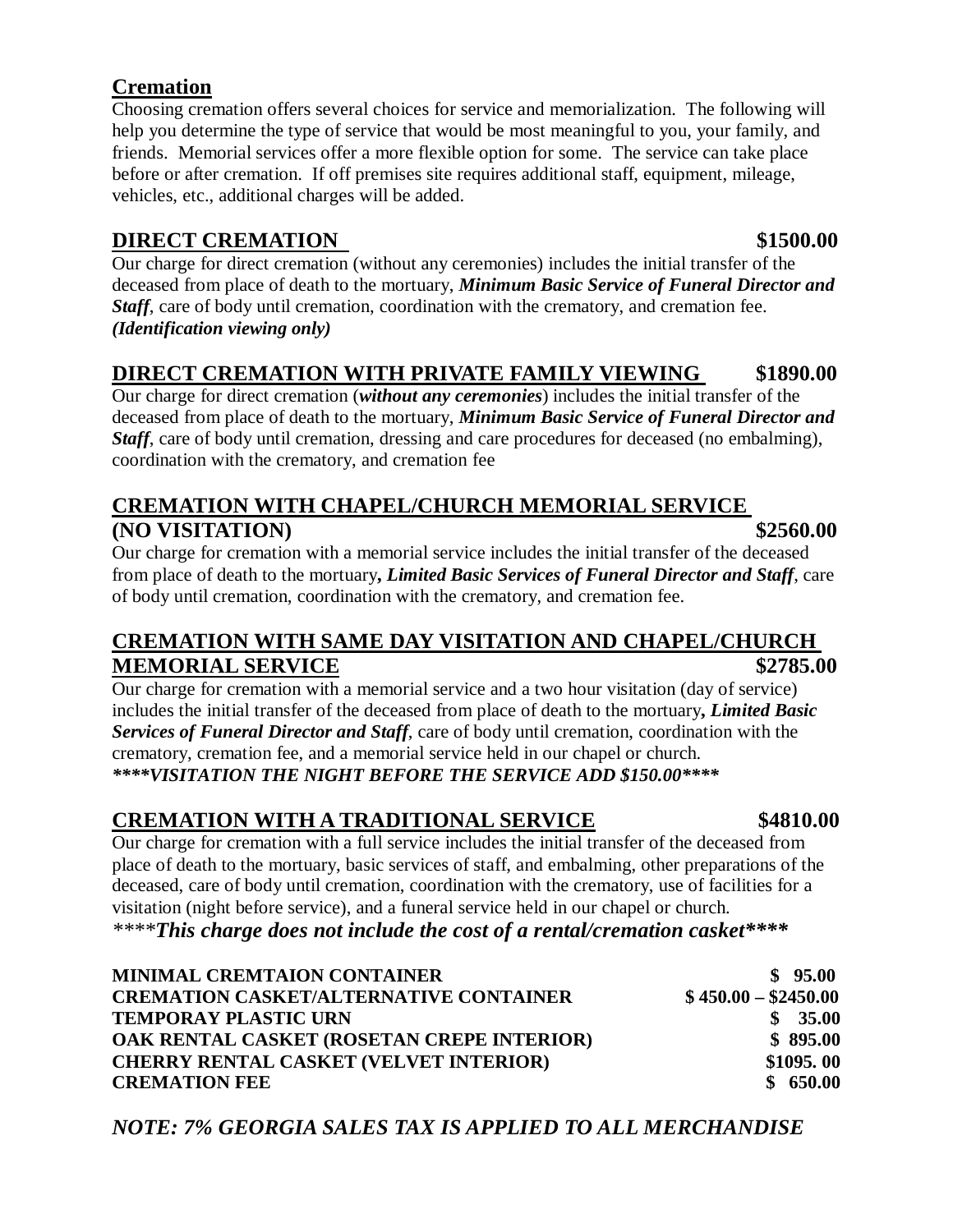## Cremation

Choosing cremation offers several choices for service and memorialization. The following will help you determine the type of service that would be most meaningful to you, your family, and friends. Memorial services offer a more flexible option for some. The service can take place before or after cremation. If off premises site requires additional staff, equipment, mileage, vehicles, etc., additional charges will be added.

### DIRECT CREMATION — $1500.00

Our charge for direct cremation (without any ceremonies) includes the initial transfer of the deceased from place of death to the mortuary, ***Minimum Basic Service of Funeral Director and Staff***, care of body until cremation, coordination with the crematory, and cremation fee. ***(Identification viewing only)***

### DIRECT CREMATION WITH PRIVATE FAMILY VIEWING — $1890.00

Our charge for direct cremation (***without any ceremonies***) includes the initial transfer of the deceased from place of death to the mortuary, ***Minimum Basic Service of Funeral Director and Staff***, care of body until cremation, dressing and care procedures for deceased (no embalming), coordination with the crematory, and cremation fee

### CREMATION WITH CHAPEL/CHURCH MEMORIAL SERVICE (NO VISITATION) — $2560.00

Our charge for cremation with a memorial service includes the initial transfer of the deceased from place of death to the mortuary***, Limited Basic Services of Funeral Director and Staff***, care of body until cremation, coordination with the crematory, and cremation fee.

### CREMATION WITH SAME DAY VISITATION AND CHAPEL/CHURCH MEMORIAL SERVICE — $2785.00

Our charge for cremation with a memorial service and a two hour visitation (day of service) includes the initial transfer of the deceased from place of death to the mortuary***, Limited Basic Services of Funeral Director and Staff***, care of body until cremation, coordination with the crematory, cremation fee, and a memorial service held in our chapel or church.
***\*\*\*\*VISITATION THE NIGHT BEFORE THE SERVICE ADD $150.00\*\*\*\****

### CREMATION WITH A TRADITIONAL SERVICE — $4810.00

Our charge for cremation with a full service includes the initial transfer of the deceased from place of death to the mortuary, basic services of staff, and embalming, other preparations of the deceased, care of body until cremation, coordination with the crematory, use of facilities for a visitation (night before service), and a funeral service held in our chapel or church.
\*\*\*\****This charge does not include the cost of a rental/cremation casket\*\*\*\****

| | |
|---|---|
| **MINIMAL CREMTAION CONTAINER** | **$ 95.00** |
| **CREMATION CASKET/ALTERNATIVE CONTAINER** | **$ 450.00 – $2450.00** |
| **TEMPORAY PLASTIC URN** | **$ 35.00** |
| **OAK RENTAL CASKET (ROSETAN CREPE INTERIOR)** | **$ 895.00** |
| **CHERRY RENTAL CASKET (VELVET INTERIOR)** | **$1095. 00** |
| **CREMATION FEE** | **$ 650.00** |

***NOTE: 7% GEORGIA SALES TAX IS APPLIED TO ALL MERCHANDISE***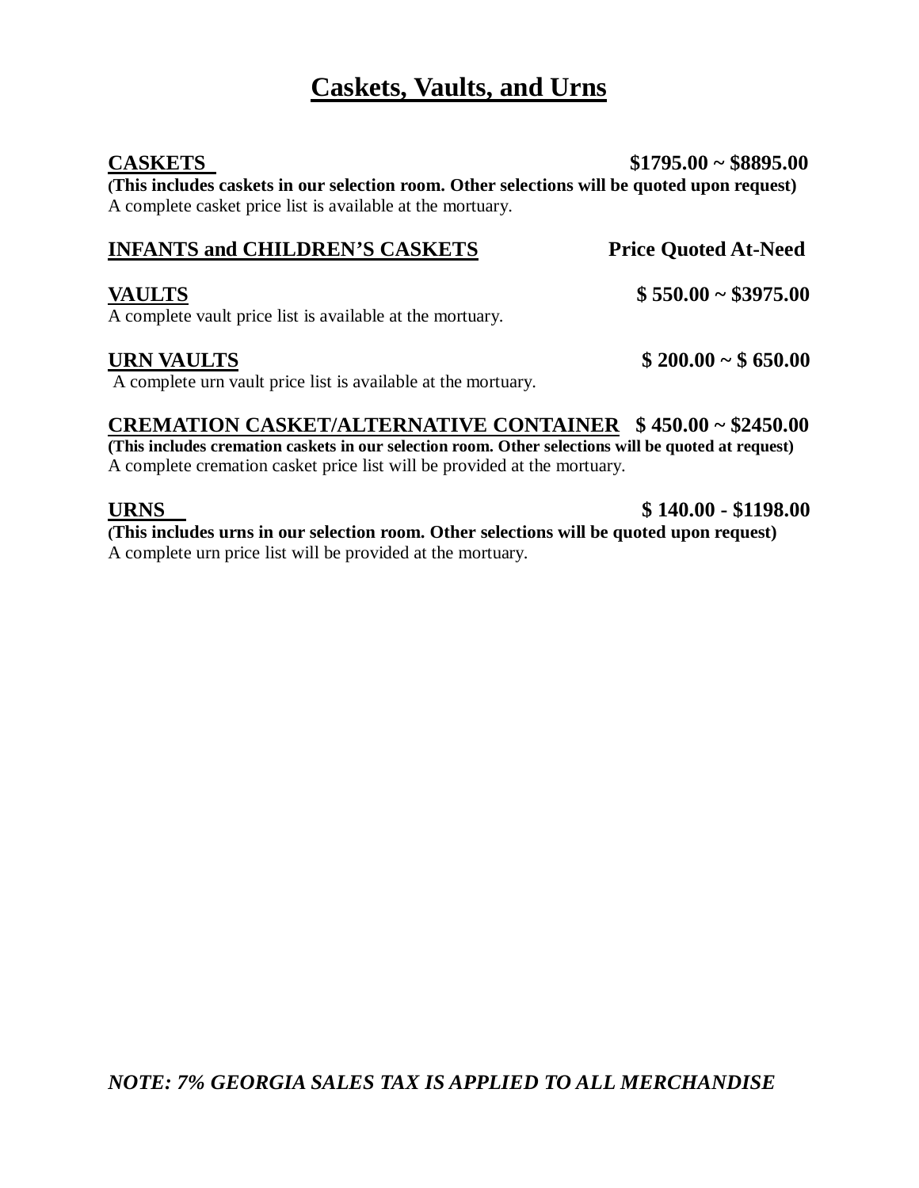# Caskets, Vaults, and Urns

**CASKETS** **$1795.00 ~ $8895.00**

**(This includes caskets in our selection room. Other selections will be quoted upon request)**
A complete casket price list is available at the mortuary.

**INFANTS and CHILDREN'S CASKETS** **Price Quoted At-Need**

**VAULTS** **$ 550.00 ~ $3975.00**

A complete vault price list is available at the mortuary.

**URN VAULTS** **$ 200.00 ~ $ 650.00**

A complete urn vault price list is available at the mortuary.

**CREMATION CASKET/ALTERNATIVE CONTAINER** **$ 450.00 ~ $2450.00**

**(This includes cremation caskets in our selection room. Other selections will be quoted at request)**
A complete cremation casket price list will be provided at the mortuary.

**URNS** **$ 140.00 - $1198.00**

**(This includes urns in our selection room. Other selections will be quoted upon request)**
A complete urn price list will be provided at the mortuary.

***NOTE: 7% GEORGIA SALES TAX IS APPLIED TO ALL MERCHANDISE***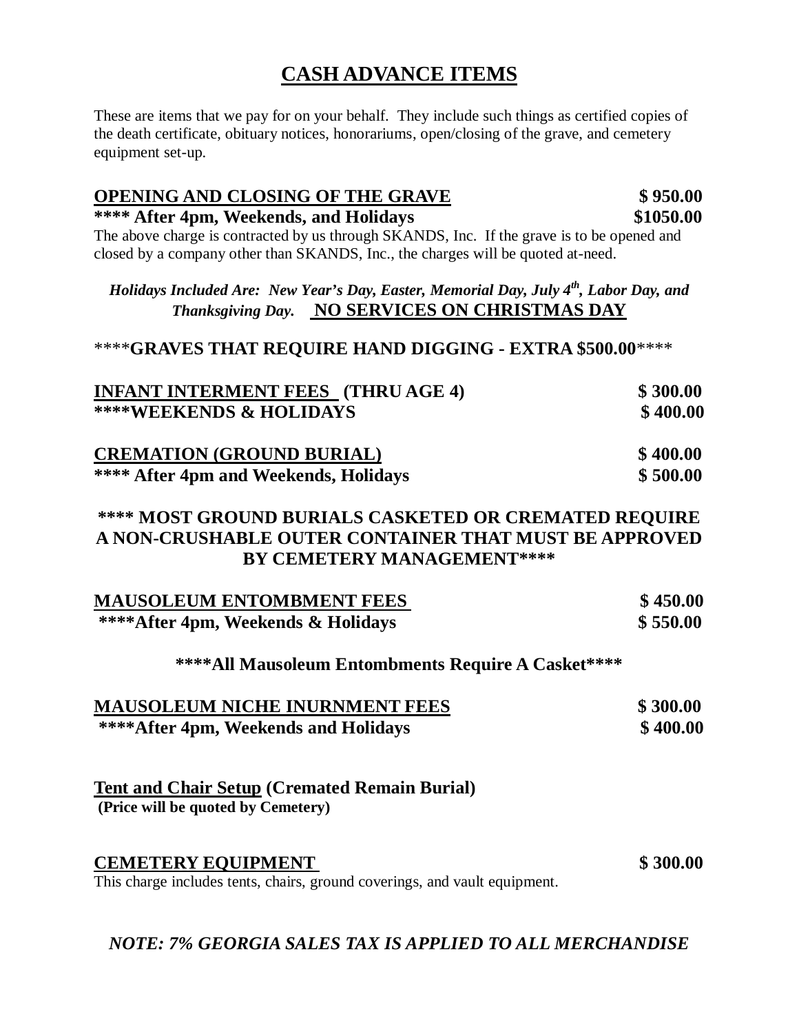# CASH ADVANCE ITEMS

These are items that we pay for on your behalf. They include such things as certified copies of the death certificate, obituary notices, honorariums, open/closing of the grave, and cemetery equipment set-up.

| | |
|---|---|
| **OPENING AND CLOSING OF THE GRAVE** | **$ 950.00** |
| **\*\*\*\* After 4pm, Weekends, and Holidays** | **$1050.00** |

The above charge is contracted by us through SKANDS, Inc. If the grave is to be opened and closed by a company other than SKANDS, Inc., the charges will be quoted at-need.

***Holidays Included Are: New Year's Day, Easter, Memorial Day, July 4th, Labor Day, and Thanksgiving Day.*** **NO SERVICES ON CHRISTMAS DAY**

\*\*\*\***GRAVES THAT REQUIRE HAND DIGGING - EXTRA $500.00**\*\*\*\*

| | |
|---|---|
| **INFANT INTERMENT FEES (THRU AGE 4)** | **$ 300.00** |
| **\*\*\*\*WEEKENDS & HOLIDAYS** | **$ 400.00** |

| | |
|---|---|
| **CREMATION (GROUND BURIAL)** | **$ 400.00** |
| **\*\*\*\* After 4pm and Weekends, Holidays** | **$ 500.00** |

**\*\*\*\* MOST GROUND BURIALS CASKETED OR CREMATED REQUIRE A NON-CRUSHABLE OUTER CONTAINER THAT MUST BE APPROVED BY CEMETERY MANAGEMENT\*\*\*\***

| | |
|---|---|
| **MAUSOLEUM ENTOMBMENT FEES** | **$ 450.00** |
| **\*\*\*\*After 4pm, Weekends & Holidays** | **$ 550.00** |

**\*\*\*\*All Mausoleum Entombments Require A Casket\*\*\*\***

| | |
|---|---|
| **MAUSOLEUM NICHE INURNMENT FEES** | **$ 300.00** |
| **\*\*\*\*After 4pm, Weekends and Holidays** | **$ 400.00** |

**Tent and Chair Setup (Cremated Remain Burial)**
**(Price will be quoted by Cemetery)**

| | |
|---|---|
| **CEMETERY EQUIPMENT** | **$ 300.00** |

This charge includes tents, chairs, ground coverings, and vault equipment.

***NOTE: 7% GEORGIA SALES TAX IS APPLIED TO ALL MERCHANDISE***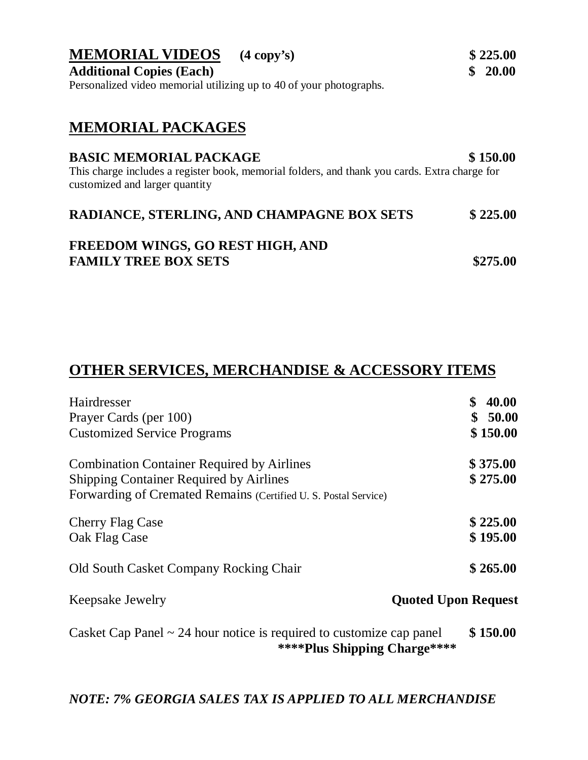## MEMORIAL VIDEOS (4 copy's) $ 225.00

**Additional Copies (Each) $ 20.00**

Personalized video memorial utilizing up to 40 of your photographs.

## MEMORIAL PACKAGES

**BASIC MEMORIAL PACKAGE $ 150.00**

This charge includes a register book, memorial folders, and thank you cards. Extra charge for customized and larger quantity

**RADIANCE, STERLING, AND CHAMPAGNE BOX SETS $ 225.00**

**FREEDOM WINGS, GO REST HIGH, AND FAMILY TREE BOX SETS $275.00**

## OTHER SERVICES, MERCHANDISE & ACCESSORY ITEMS

| | |
|---|---|
| Hairdresser | **$ 40.00** |
| Prayer Cards (per 100) | **$ 50.00** |
| Customized Service Programs | **$ 150.00** |
| Combination Container Required by Airlines | **$ 375.00** |
| Shipping Container Required by Airlines | **$ 275.00** |
| Forwarding of Cremated Remains (Certified U. S. Postal Service) | |
| Cherry Flag Case | **$ 225.00** |
| Oak Flag Case | **$ 195.00** |
| Old South Casket Company Rocking Chair | **$ 265.00** |
| Keepsake Jewelry | **Quoted Upon Request** |
| Casket Cap Panel ~ 24 hour notice is required to customize cap panel | **$ 150.00** |

**\*\*\*\*Plus Shipping Charge\*\*\*\***

***NOTE: 7% GEORGIA SALES TAX IS APPLIED TO ALL MERCHANDISE***